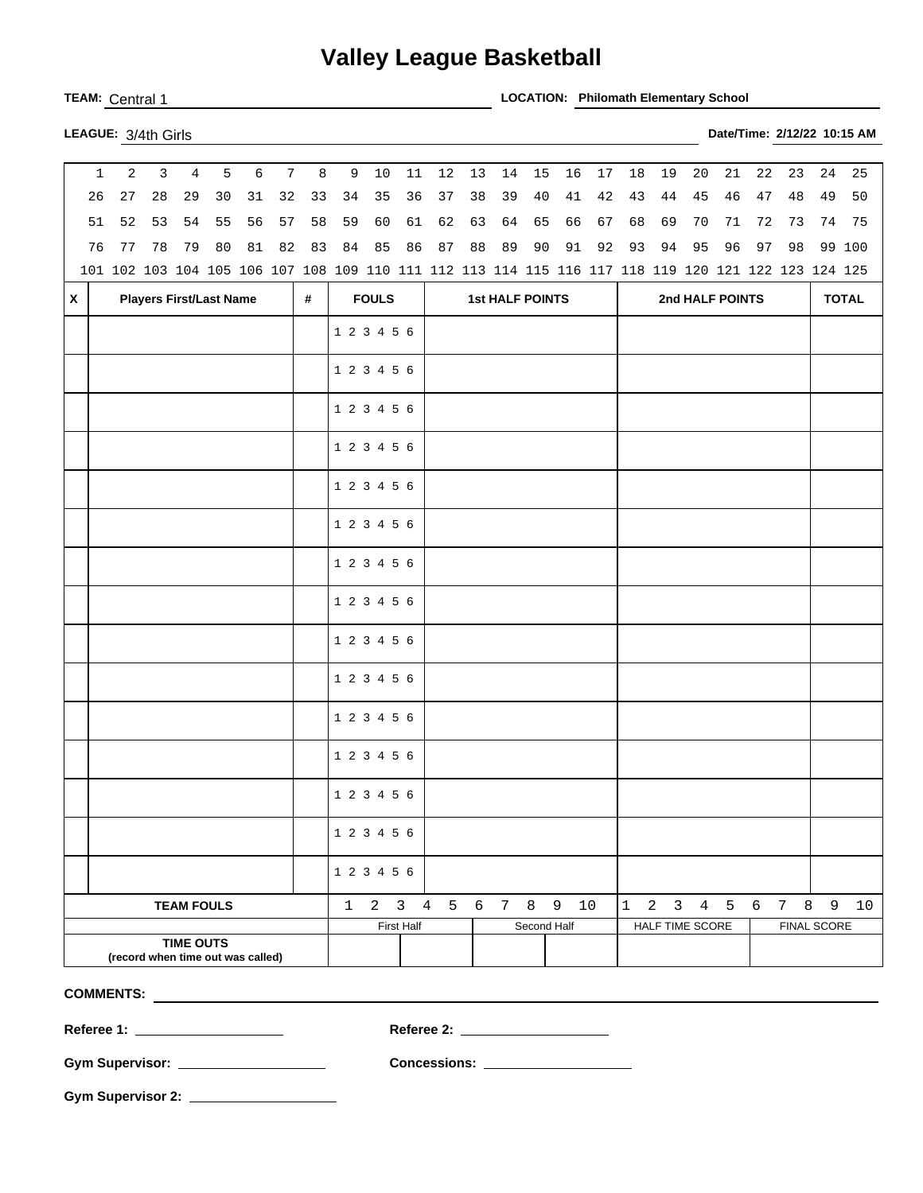# Valley League Basketball

**TEAM:** Central 1 **LOCATION:** **Philomath Elementary School**

**LEAGUE:** 3/4th Girls **Date/Time:** **2/12/22 10:15 AM**

| | | | | | | | | | | | | | | | | | | | | | | | | |
|---|---|---|---|---|---|---|---|---|---|---|---|---|---|---|---|---|---|---|---|---|---|---|---|---|
| 1 | 2 | 3 | 4 | 5 | 6 | 7 | 8 | 9 | 10 | 11 | 12 | 13 | 14 | 15 | 16 | 17 | 18 | 19 | 20 | 21 | 22 | 23 | 24 | 25 |
| 26 | 27 | 28 | 29 | 30 | 31 | 32 | 33 | 34 | 35 | 36 | 37 | 38 | 39 | 40 | 41 | 42 | 43 | 44 | 45 | 46 | 47 | 48 | 49 | 50 |
| 51 | 52 | 53 | 54 | 55 | 56 | 57 | 58 | 59 | 60 | 61 | 62 | 63 | 64 | 65 | 66 | 67 | 68 | 69 | 70 | 71 | 72 | 73 | 74 | 75 |
| 76 | 77 | 78 | 79 | 80 | 81 | 82 | 83 | 84 | 85 | 86 | 87 | 88 | 89 | 90 | 91 | 92 | 93 | 94 | 95 | 96 | 97 | 98 | 99 | 100 |
| 101 | 102 | 103 | 104 | 105 | 106 | 107 | 108 | 109 | 110 | 111 | 112 | 113 | 114 | 115 | 116 | 117 | 118 | 119 | 120 | 121 | 122 | 123 | 124 | 125 |

| X | Players First/Last Name | # | FOULS | 1st HALF POINTS | 2nd HALF POINTS | TOTAL |
|---|---|---|---|---|---|---|
| | | | 1 2 3 4 5 6 | | | |
| | | | 1 2 3 4 5 6 | | | |
| | | | 1 2 3 4 5 6 | | | |
| | | | 1 2 3 4 5 6 | | | |
| | | | 1 2 3 4 5 6 | | | |
| | | | 1 2 3 4 5 6 | | | |
| | | | 1 2 3 4 5 6 | | | |
| | | | 1 2 3 4 5 6 | | | |
| | | | 1 2 3 4 5 6 | | | |
| | | | 1 2 3 4 5 6 | | | |
| | | | 1 2 3 4 5 6 | | | |
| | | | 1 2 3 4 5 6 | | | |
| | | | 1 2 3 4 5 6 | | | |
| | | | 1 2 3 4 5 6 | | | |
| | | | 1 2 3 4 5 6 | | | |

| TEAM FOULS | 1 2 3 4 5 6 7 8 9 10 | | 1 2 3 4 5 6 7 8 9 10 | |
|---|---|---|---|---|
| | First Half | Second Half | HALF TIME SCORE | FINAL SCORE |
| **TIME OUTS** (record when time out was called) | | | | |

**COMMENTS:** ______________________________

**Referee 1:** ____________________ **Referee 2:** ____________________

**Gym Supervisor:** ____________________ **Concessions:** ____________________

**Gym Supervisor 2:** ____________________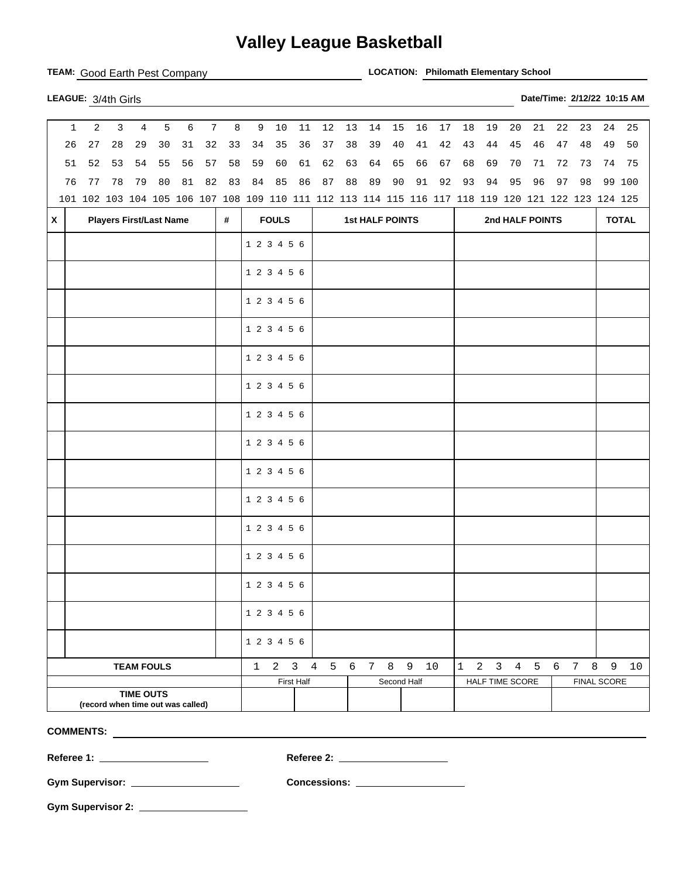# Valley League Basketball

**TEAM:** Good Earth Pest Company **LOCATION:** Philomath Elementary School

**LEAGUE:** 3/4th Girls **Date/Time:** 2/12/22 10:15 AM

| | | | | | | | | | | | | | | | | | | | | | | | | |
|---|---|---|---|---|---|---|---|---|---|---|---|---|---|---|---|---|---|---|---|---|---|---|---|---|
| 1 | 2 | 3 | 4 | 5 | 6 | 7 | 8 | 9 | 10 | 11 | 12 | 13 | 14 | 15 | 16 | 17 | 18 | 19 | 20 | 21 | 22 | 23 | 24 | 25 |
| 26 | 27 | 28 | 29 | 30 | 31 | 32 | 33 | 34 | 35 | 36 | 37 | 38 | 39 | 40 | 41 | 42 | 43 | 44 | 45 | 46 | 47 | 48 | 49 | 50 |
| 51 | 52 | 53 | 54 | 55 | 56 | 57 | 58 | 59 | 60 | 61 | 62 | 63 | 64 | 65 | 66 | 67 | 68 | 69 | 70 | 71 | 72 | 73 | 74 | 75 |
| 76 | 77 | 78 | 79 | 80 | 81 | 82 | 83 | 84 | 85 | 86 | 87 | 88 | 89 | 90 | 91 | 92 | 93 | 94 | 95 | 96 | 97 | 98 | 99 | 100 |
| 101 | 102 | 103 | 104 | 105 | 106 | 107 | 108 | 109 | 110 | 111 | 112 | 113 | 114 | 115 | 116 | 117 | 118 | 119 | 120 | 121 | 122 | 123 | 124 | 125 |

| X | Players First/Last Name | # | FOULS | 1st HALF POINTS | 2nd HALF POINTS | TOTAL |
|---|---|---|---|---|---|---|
| | | | 1 2 3 4 5 6 | | | |
| | | | 1 2 3 4 5 6 | | | |
| | | | 1 2 3 4 5 6 | | | |
| | | | 1 2 3 4 5 6 | | | |
| | | | 1 2 3 4 5 6 | | | |
| | | | 1 2 3 4 5 6 | | | |
| | | | 1 2 3 4 5 6 | | | |
| | | | 1 2 3 4 5 6 | | | |
| | | | 1 2 3 4 5 6 | | | |
| | | | 1 2 3 4 5 6 | | | |
| | | | 1 2 3 4 5 6 | | | |
| | | | 1 2 3 4 5 6 | | | |
| | | | 1 2 3 4 5 6 | | | |
| | | | 1 2 3 4 5 6 | | | |
| | | | 1 2 3 4 5 6 | | | |

| TEAM FOULS | 1 2 3 4 5 6 7 8 9 10 | | 1 2 3 4 5 6 7 8 9 10 | |
|---|---|---|---|---|
| | First Half | Second Half | HALF TIME SCORE | FINAL SCORE |
| **TIME OUTS** (record when time out was called) | | | | |

**COMMENTS:**

**Referee 1:** **Referee 2:**

**Gym Supervisor:** **Concessions:**

**Gym Supervisor 2:**